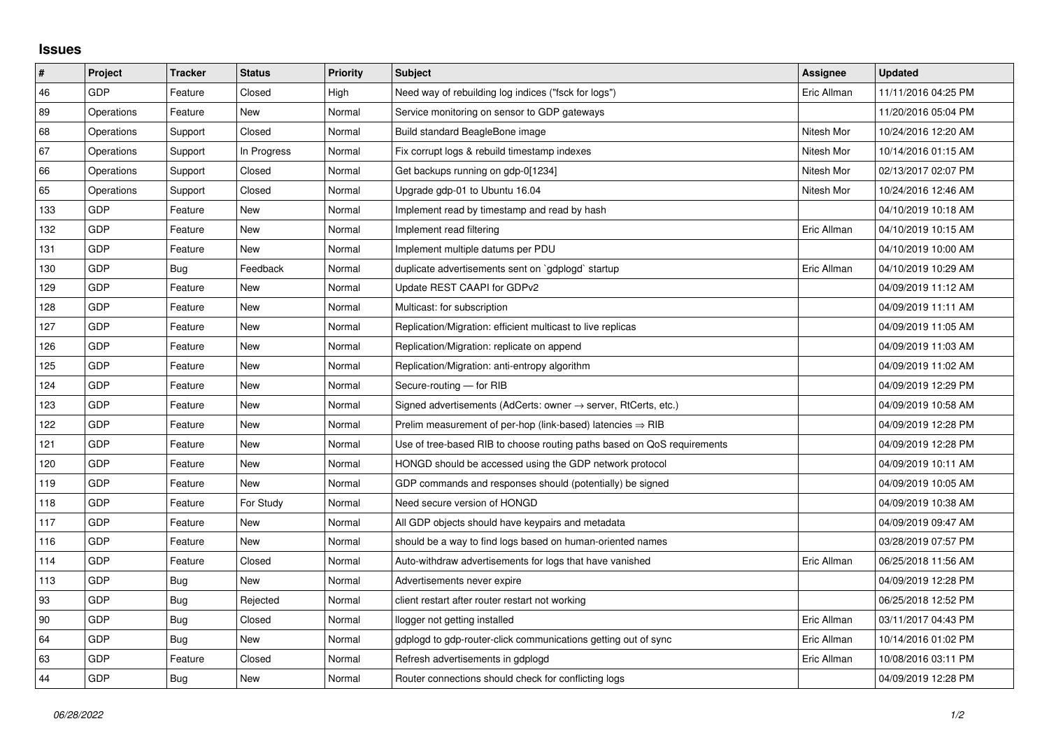# Issues

| # | Project | Tracker | Status | Priority | Subject | Assignee | Updated |
|---|---|---|---|---|---|---|---|
| 46 | GDP | Feature | Closed | High | Need way of rebuilding log indices ("fsck for logs") | Eric Allman | 11/11/2016 04:25 PM |
| 89 | Operations | Feature | New | Normal | Service monitoring on sensor to GDP gateways | | 11/20/2016 05:04 PM |
| 68 | Operations | Support | Closed | Normal | Build standard BeagleBone image | Nitesh Mor | 10/24/2016 12:20 AM |
| 67 | Operations | Support | In Progress | Normal | Fix corrupt logs & rebuild timestamp indexes | Nitesh Mor | 10/14/2016 01:15 AM |
| 66 | Operations | Support | Closed | Normal | Get backups running on gdp-0[1234] | Nitesh Mor | 02/13/2017 02:07 PM |
| 65 | Operations | Support | Closed | Normal | Upgrade gdp-01 to Ubuntu 16.04 | Nitesh Mor | 10/24/2016 12:46 AM |
| 133 | GDP | Feature | New | Normal | Implement read by timestamp and read by hash | | 04/10/2019 10:18 AM |
| 132 | GDP | Feature | New | Normal | Implement read filtering | Eric Allman | 04/10/2019 10:15 AM |
| 131 | GDP | Feature | New | Normal | Implement multiple datums per PDU | | 04/10/2019 10:00 AM |
| 130 | GDP | Bug | Feedback | Normal | duplicate advertisements sent on `gdplogd` startup | Eric Allman | 04/10/2019 10:29 AM |
| 129 | GDP | Feature | New | Normal | Update REST CAAPI for GDPv2 | | 04/09/2019 11:12 AM |
| 128 | GDP | Feature | New | Normal | Multicast: for subscription | | 04/09/2019 11:11 AM |
| 127 | GDP | Feature | New | Normal | Replication/Migration: efficient multicast to live replicas | | 04/09/2019 11:05 AM |
| 126 | GDP | Feature | New | Normal | Replication/Migration: replicate on append | | 04/09/2019 11:03 AM |
| 125 | GDP | Feature | New | Normal | Replication/Migration: anti-entropy algorithm | | 04/09/2019 11:02 AM |
| 124 | GDP | Feature | New | Normal | Secure-routing — for RIB | | 04/09/2019 12:29 PM |
| 123 | GDP | Feature | New | Normal | Signed advertisements (AdCerts: owner → server, RtCerts, etc.) | | 04/09/2019 10:58 AM |
| 122 | GDP | Feature | New | Normal | Prelim measurement of per-hop (link-based) latencies ⇒ RIB | | 04/09/2019 12:28 PM |
| 121 | GDP | Feature | New | Normal | Use of tree-based RIB to choose routing paths based on QoS requirements | | 04/09/2019 12:28 PM |
| 120 | GDP | Feature | New | Normal | HONGD should be accessed using the GDP network protocol | | 04/09/2019 10:11 AM |
| 119 | GDP | Feature | New | Normal | GDP commands and responses should (potentially) be signed | | 04/09/2019 10:05 AM |
| 118 | GDP | Feature | For Study | Normal | Need secure version of HONGD | | 04/09/2019 10:38 AM |
| 117 | GDP | Feature | New | Normal | All GDP objects should have keypairs and metadata | | 04/09/2019 09:47 AM |
| 116 | GDP | Feature | New | Normal | should be a way to find logs based on human-oriented names | | 03/28/2019 07:57 PM |
| 114 | GDP | Feature | Closed | Normal | Auto-withdraw advertisements for logs that have vanished | Eric Allman | 06/25/2018 11:56 AM |
| 113 | GDP | Bug | New | Normal | Advertisements never expire | | 04/09/2019 12:28 PM |
| 93 | GDP | Bug | Rejected | Normal | client restart after router restart not working | | 06/25/2018 12:52 PM |
| 90 | GDP | Bug | Closed | Normal | llogger not getting installed | Eric Allman | 03/11/2017 04:43 PM |
| 64 | GDP | Bug | New | Normal | gdplogd to gdp-router-click communications getting out of sync | Eric Allman | 10/14/2016 01:02 PM |
| 63 | GDP | Feature | Closed | Normal | Refresh advertisements in gdplogd | Eric Allman | 10/08/2016 03:11 PM |
| 44 | GDP | Bug | New | Normal | Router connections should check for conflicting logs | | 04/09/2019 12:28 PM |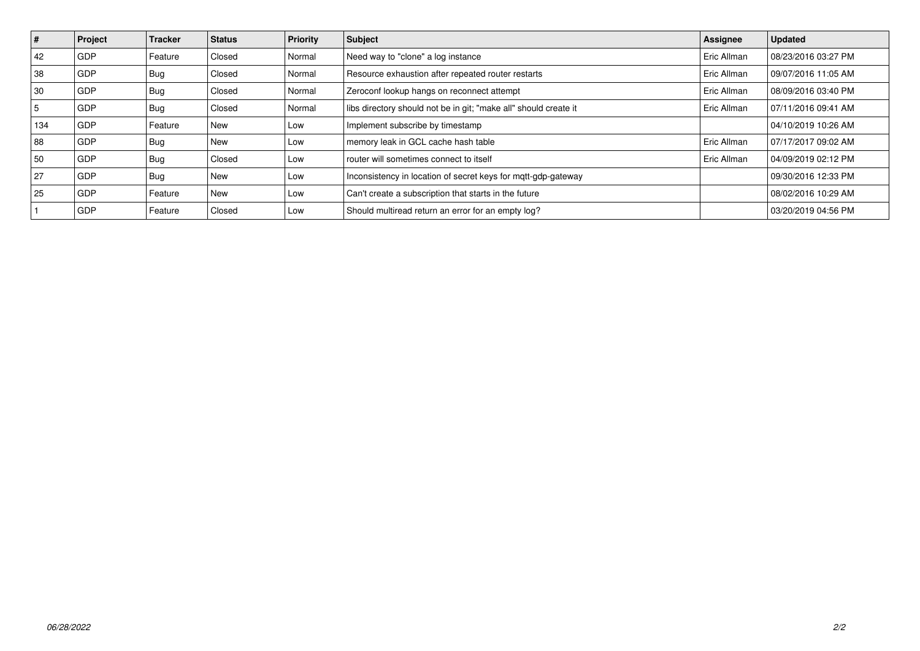| # | Project | Tracker | Status | Priority | Subject | Assignee | Updated |
|---|---|---|---|---|---|---|---|
| 42 | GDP | Feature | Closed | Normal | Need way to "clone" a log instance | Eric Allman | 08/23/2016 03:27 PM |
| 38 | GDP | Bug | Closed | Normal | Resource exhaustion after repeated router restarts | Eric Allman | 09/07/2016 11:05 AM |
| 30 | GDP | Bug | Closed | Normal | Zeroconf lookup hangs on reconnect attempt | Eric Allman | 08/09/2016 03:40 PM |
| 5 | GDP | Bug | Closed | Normal | libs directory should not be in git; "make all" should create it | Eric Allman | 07/11/2016 09:41 AM |
| 134 | GDP | Feature | New | Low | Implement subscribe by timestamp | | 04/10/2019 10:26 AM |
| 88 | GDP | Bug | New | Low | memory leak in GCL cache hash table | Eric Allman | 07/17/2017 09:02 AM |
| 50 | GDP | Bug | Closed | Low | router will sometimes connect to itself | Eric Allman | 04/09/2019 02:12 PM |
| 27 | GDP | Bug | New | Low | Inconsistency in location of secret keys for mqtt-gdp-gateway | | 09/30/2016 12:33 PM |
| 25 | GDP | Feature | New | Low | Can't create a subscription that starts in the future | | 08/02/2016 10:29 AM |
| 1 | GDP | Feature | Closed | Low | Should multiread return an error for an empty log? | | 03/20/2019 04:56 PM |